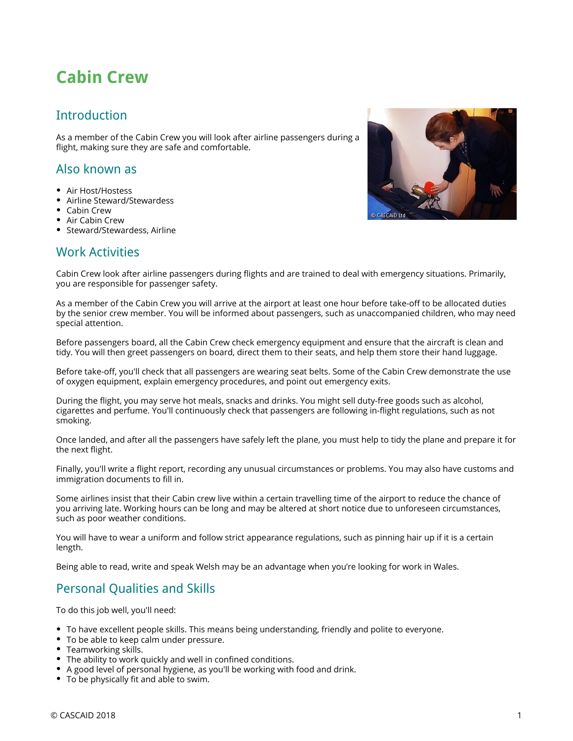# Cabin Crew

## Introduction

As a member of the Cabin Crew you will look after airline passengers during a flight, making sure they are safe and comfortable.

## Also known as

- Air Host/Hostess
- Airline Steward/Stewardess
- Cabin Crew
- Air Cabin Crew
- Steward/Stewardess, Airline

## Work Activities

Cabin Crew look after airline passengers during flights and are trained to deal with emergency situations. Primarily, you are responsible for passenger safety.

As a member of the Cabin Crew you will arrive at the airport at least one hour before take-off to be allocated duties by the senior crew member. You will be informed about passengers, such as unaccompanied children, who may need special attention.

Before passengers board, all the Cabin Crew check emergency equipment and ensure that the aircraft is clean and tidy. You will then greet passengers on board, direct them to their seats, and help them store their hand luggage.

Before take-off, you'll check that all passengers are wearing seat belts. Some of the Cabin Crew demonstrate the use of oxygen equipment, explain emergency procedures, and point out emergency exits.

During the flight, you may serve hot meals, snacks and drinks. You might sell duty-free goods such as alcohol, cigarettes and perfume. You'll continuously check that passengers are following in-flight regulations, such as not smoking.

Once landed, and after all the passengers have safely left the plane, you must help to tidy the plane and prepare it for the next flight.

Finally, you'll write a flight report, recording any unusual circumstances or problems. You may also have customs and immigration documents to fill in.

Some airlines insist that their Cabin crew live within a certain travelling time of the airport to reduce the chance of you arriving late. Working hours can be long and may be altered at short notice due to unforeseen circumstances, such as poor weather conditions.

You will have to wear a uniform and follow strict appearance regulations, such as pinning hair up if it is a certain length.

Being able to read, write and speak Welsh may be an advantage when you're looking for work in Wales.

## Personal Qualities and Skills

To do this job well, you'll need:

- To have excellent people skills. This means being understanding, friendly and polite to everyone.
- To be able to keep calm under pressure.
- Teamworking skills.
- The ability to work quickly and well in confined conditions.
- A good level of personal hygiene, as you'll be working with food and drink.
- To be physically fit and able to swim.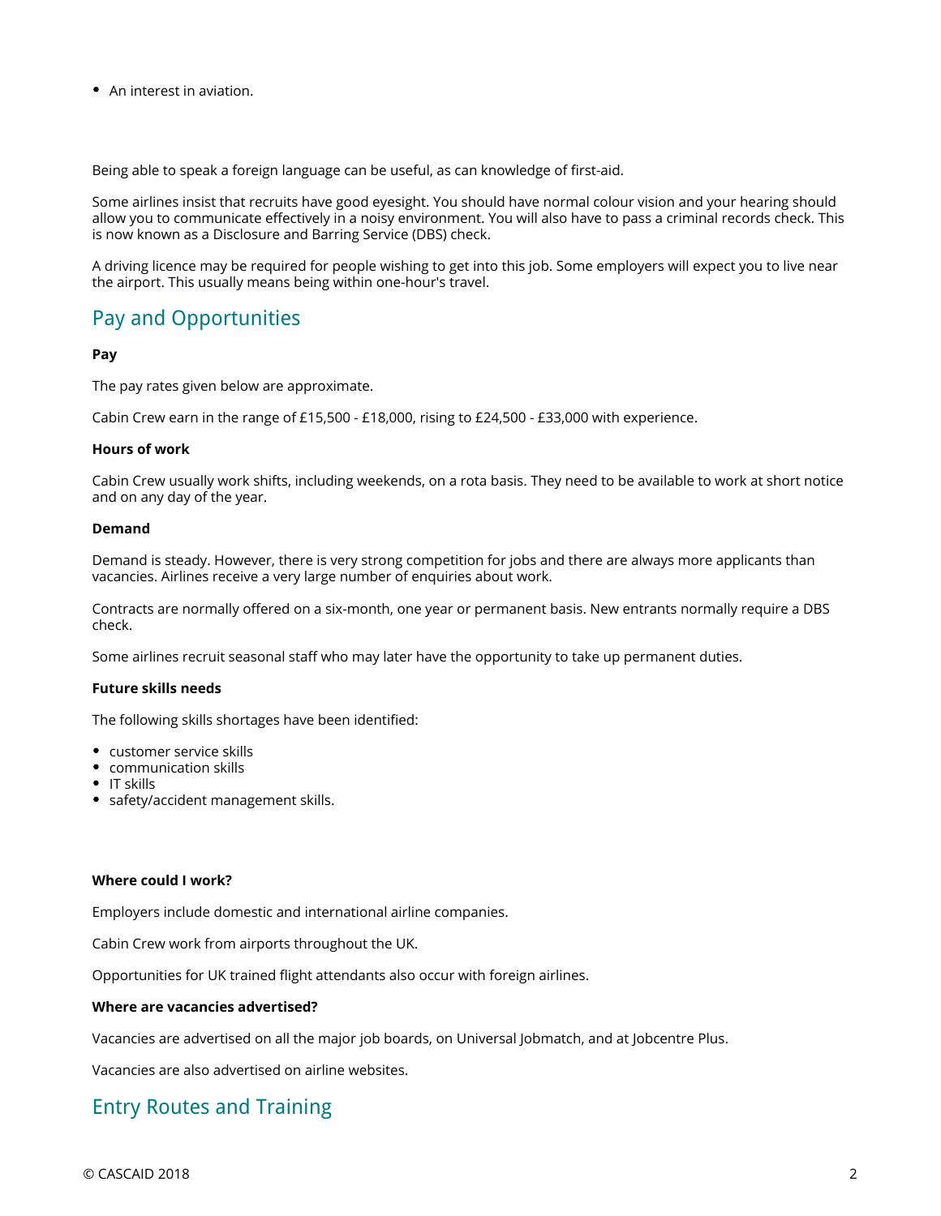- An interest in aviation.

Being able to speak a foreign language can be useful, as can knowledge of first-aid.

Some airlines insist that recruits have good eyesight. You should have normal colour vision and your hearing should allow you to communicate effectively in a noisy environment. You will also have to pass a criminal records check. This is now known as a Disclosure and Barring Service (DBS) check.

A driving licence may be required for people wishing to get into this job. Some employers will expect you to live near the airport. This usually means being within one-hour's travel.

## Pay and Opportunities

**Pay**

The pay rates given below are approximate.

Cabin Crew earn in the range of £15,500 - £18,000, rising to £24,500 - £33,000 with experience.

**Hours of work**

Cabin Crew usually work shifts, including weekends, on a rota basis. They need to be available to work at short notice and on any day of the year.

**Demand**

Demand is steady. However, there is very strong competition for jobs and there are always more applicants than vacancies. Airlines receive a very large number of enquiries about work.

Contracts are normally offered on a six-month, one year or permanent basis. New entrants normally require a DBS check.

Some airlines recruit seasonal staff who may later have the opportunity to take up permanent duties.

**Future skills needs**

The following skills shortages have been identified:

- customer service skills
- communication skills
- IT skills
- safety/accident management skills.

**Where could I work?**

Employers include domestic and international airline companies.

Cabin Crew work from airports throughout the UK.

Opportunities for UK trained flight attendants also occur with foreign airlines.

**Where are vacancies advertised?**

Vacancies are advertised on all the major job boards, on Universal Jobmatch, and at Jobcentre Plus.

Vacancies are also advertised on airline websites.

## Entry Routes and Training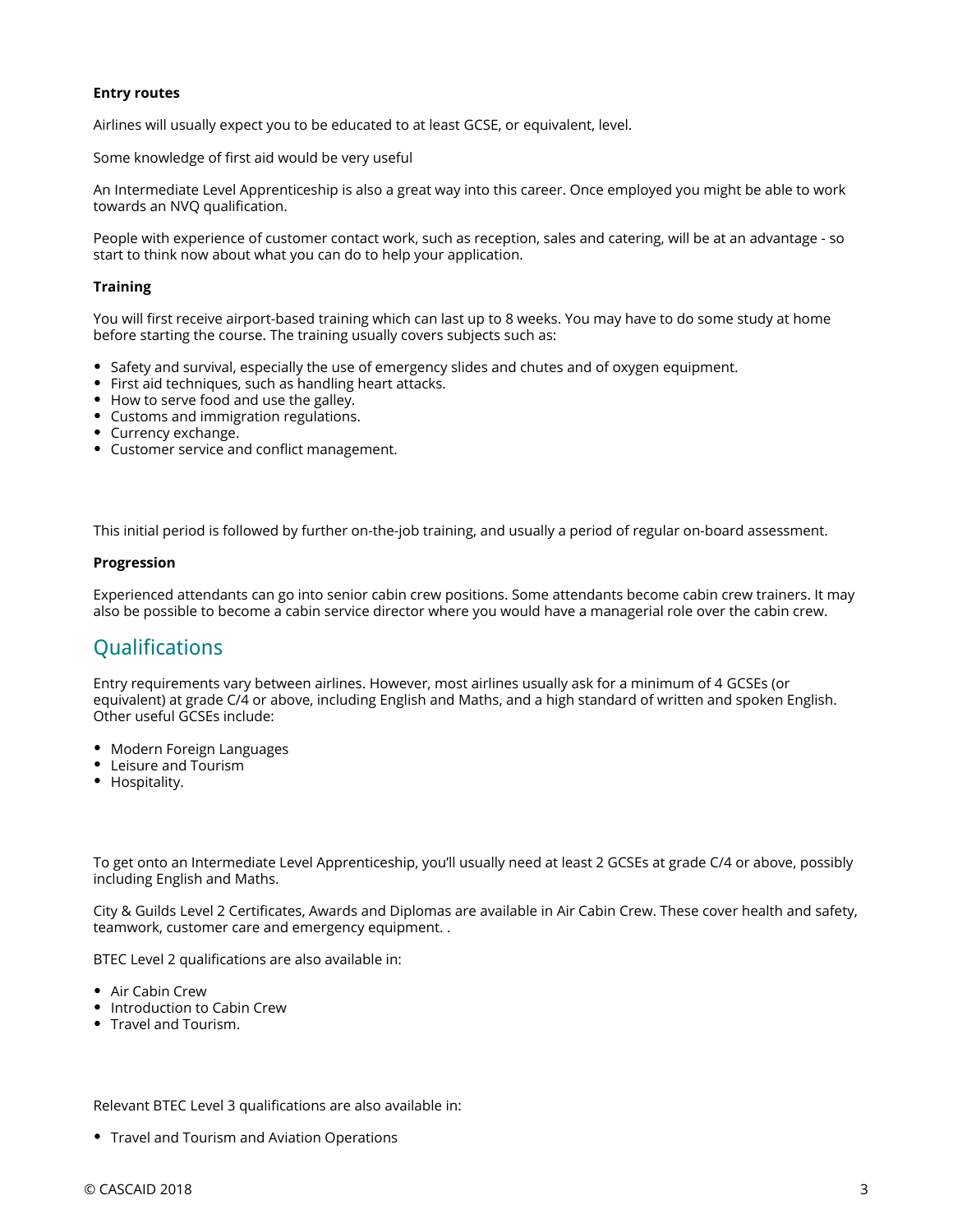**Entry routes**

Airlines will usually expect you to be educated to at least GCSE, or equivalent, level.

Some knowledge of first aid would be very useful

An Intermediate Level Apprenticeship is also a great way into this career. Once employed you might be able to work towards an NVQ qualification.

People with experience of customer contact work, such as reception, sales and catering, will be at an advantage - so start to think now about what you can do to help your application.

**Training**

You will first receive airport-based training which can last up to 8 weeks. You may have to do some study at home before starting the course. The training usually covers subjects such as:

- Safety and survival, especially the use of emergency slides and chutes and of oxygen equipment.
- First aid techniques, such as handling heart attacks.
- How to serve food and use the galley.
- Customs and immigration regulations.
- Currency exchange.
- Customer service and conflict management.

This initial period is followed by further on-the-job training, and usually a period of regular on-board assessment.

**Progression**

Experienced attendants can go into senior cabin crew positions. Some attendants become cabin crew trainers. It may also be possible to become a cabin service director where you would have a managerial role over the cabin crew.

## Qualifications

Entry requirements vary between airlines. However, most airlines usually ask for a minimum of 4 GCSEs (or equivalent) at grade C/4 or above, including English and Maths, and a high standard of written and spoken English. Other useful GCSEs include:

- Modern Foreign Languages
- Leisure and Tourism
- Hospitality.

To get onto an Intermediate Level Apprenticeship, you'll usually need at least 2 GCSEs at grade C/4 or above, possibly including English and Maths.

City & Guilds Level 2 Certificates, Awards and Diplomas are available in Air Cabin Crew. These cover health and safety, teamwork, customer care and emergency equipment. .

BTEC Level 2 qualifications are also available in:

- Air Cabin Crew
- Introduction to Cabin Crew
- Travel and Tourism.

Relevant BTEC Level 3 qualifications are also available in:

- Travel and Tourism and Aviation Operations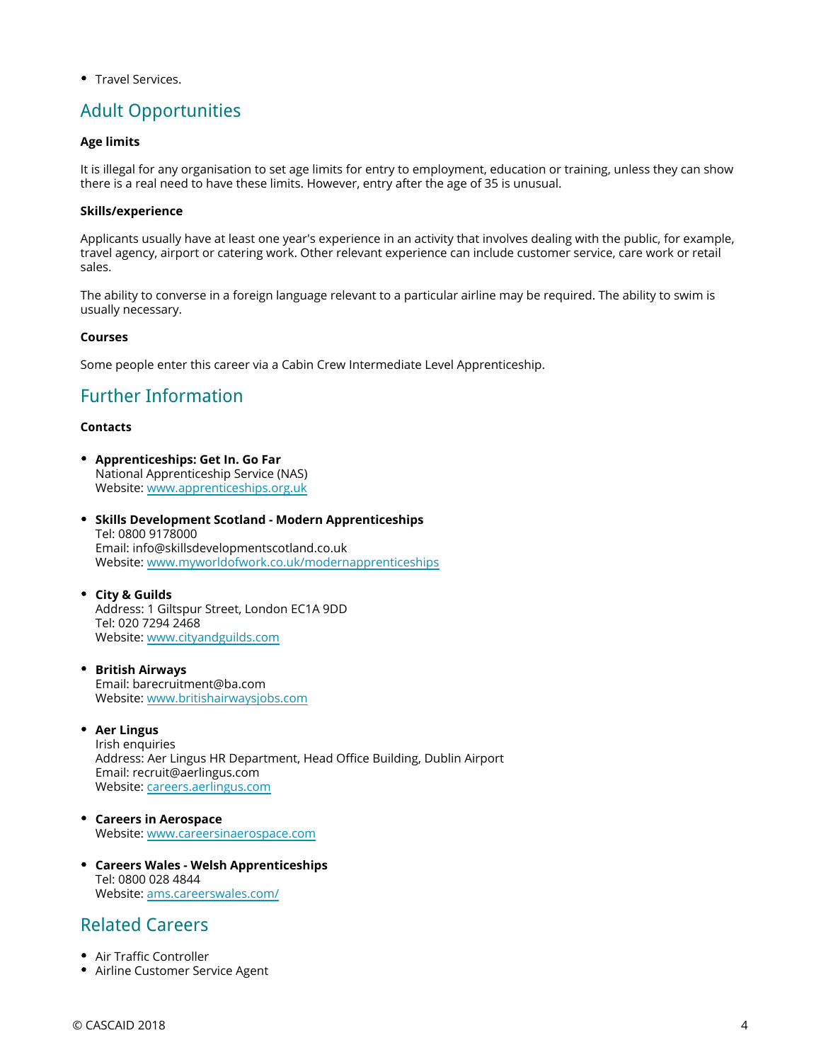- Travel Services.

## Adult Opportunities

**Age limits**

It is illegal for any organisation to set age limits for entry to employment, education or training, unless they can show there is a real need to have these limits. However, entry after the age of 35 is unusual.

**Skills/experience**

Applicants usually have at least one year's experience in an activity that involves dealing with the public, for example, travel agency, airport or catering work. Other relevant experience can include customer service, care work or retail sales.

The ability to converse in a foreign language relevant to a particular airline may be required. The ability to swim is usually necessary.

**Courses**

Some people enter this career via a Cabin Crew Intermediate Level Apprenticeship.

## Further Information

**Contacts**

- **Apprenticeships: Get In. Go Far**
  National Apprenticeship Service (NAS)
  Website: www.apprenticeships.org.uk

- **Skills Development Scotland - Modern Apprenticeships**
  Tel: 0800 9178000
  Email: info@skillsdevelopmentscotland.co.uk
  Website: www.myworldofwork.co.uk/modernapprenticeships

- **City & Guilds**
  Address: 1 Giltspur Street, London EC1A 9DD
  Tel: 020 7294 2468
  Website: www.cityandguilds.com

- **British Airways**
  Email: barecruitment@ba.com
  Website: www.britishairwaysjobs.com

- **Aer Lingus**
  Irish enquiries
  Address: Aer Lingus HR Department, Head Office Building, Dublin Airport
  Email: recruit@aerlingus.com
  Website: careers.aerlingus.com

- **Careers in Aerospace**
  Website: www.careersinaerospace.com

- **Careers Wales - Welsh Apprenticeships**
  Tel: 0800 028 4844
  Website: ams.careerswales.com/

## Related Careers

- Air Traffic Controller
- Airline Customer Service Agent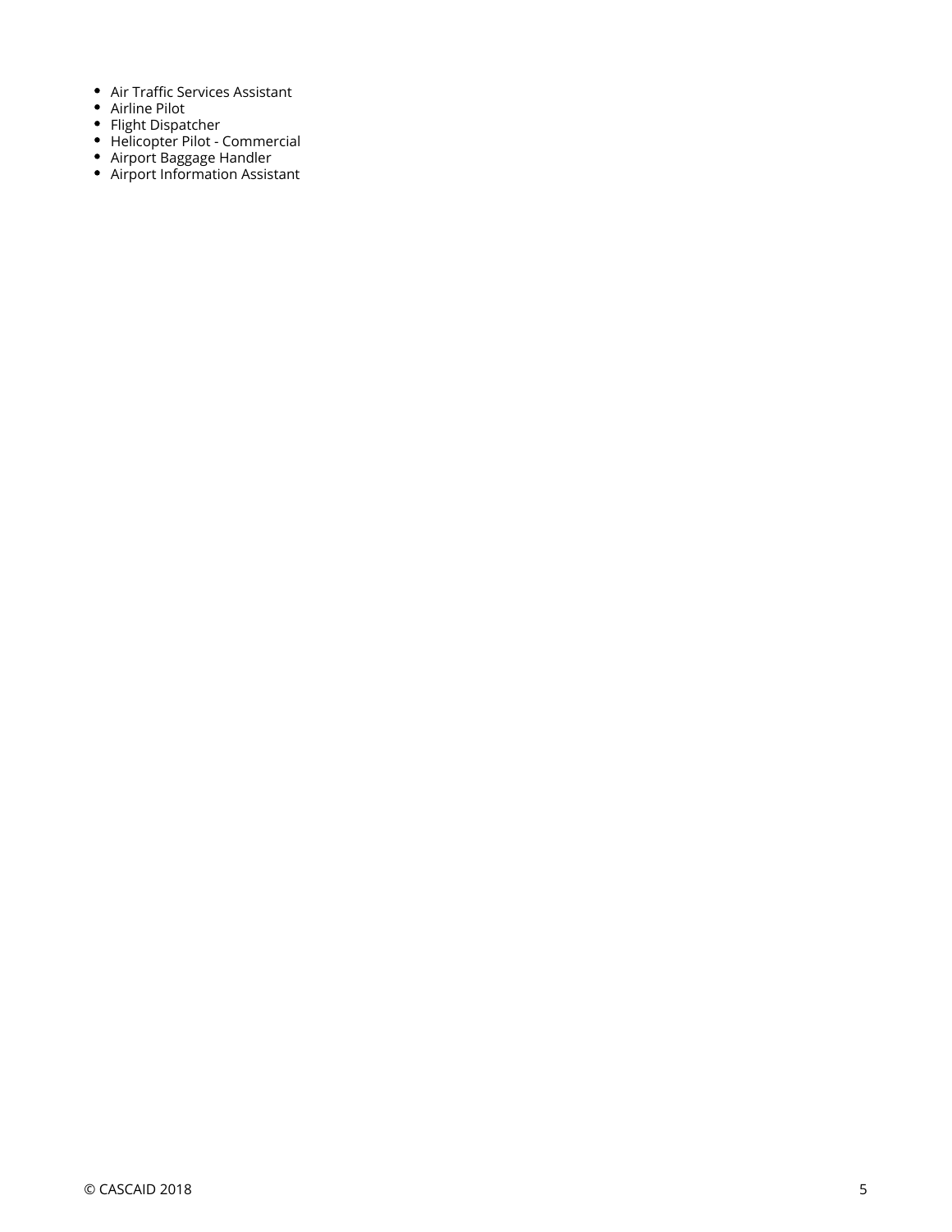- Air Traffic Services Assistant
- Airline Pilot
- Flight Dispatcher
- Helicopter Pilot - Commercial
- Airport Baggage Handler
- Airport Information Assistant